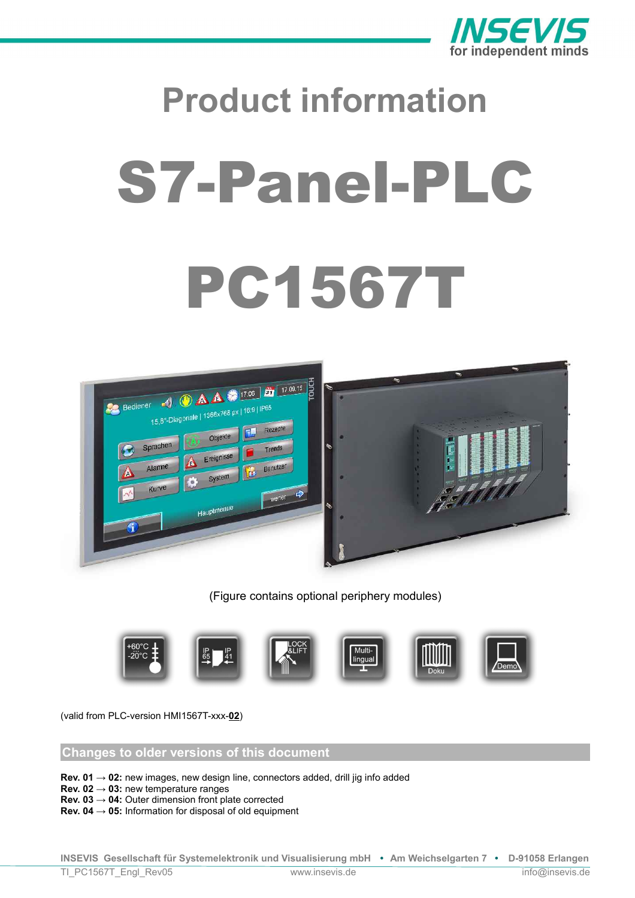# Product information

# S7-Panel-PLC

# PC1567T

(Figure contains optional periphery modules)

(valid from PLC-version HMI1567T-xxx-**02**)

## Changes to older versions of this document

**Rev. 01** → **02:** new images, new design line, connectors added, drill jig info added
**Rev. 02** → **03:** new temperature ranges
**Rev. 03** → **04:** Outer dimension front plate corrected
**Rev. 04** → **05:** Information for disposal of old equipment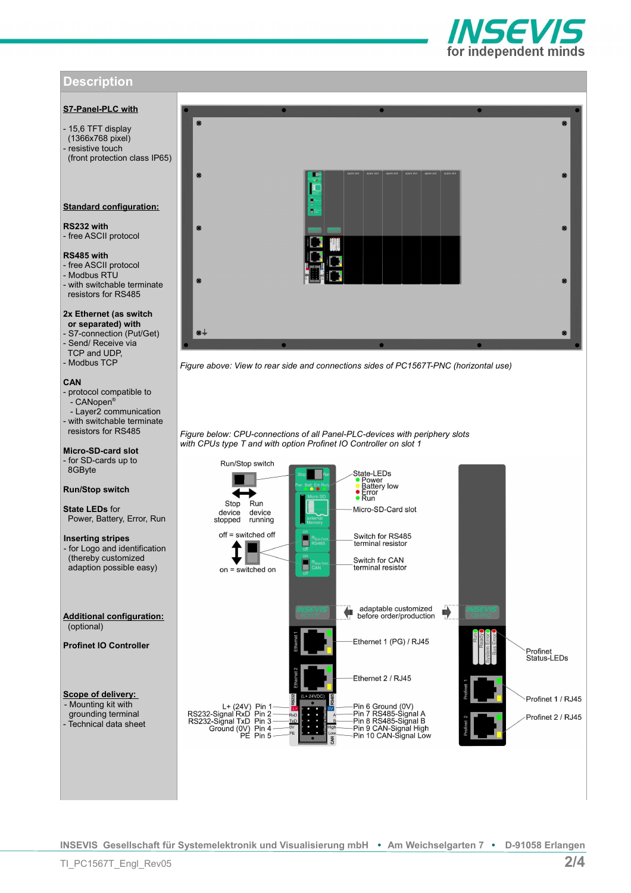## Description

**S7-Panel-PLC with**

- 15,6 TFT display (1366x768 pixel)
- resistive touch (front protection class IP65)

**Standard configuration:**

**RS232 with**
- free ASCII protocol

**RS485 with**
- free ASCII protocol
- Modbus RTU
- with switchable terminate resistors for RS485

**2x Ethernet (as switch or separated) with**
- S7-connection (Put/Get)
- Send/ Receive via TCP and UDP,
- Modbus TCP

**CAN**
- protocol compatible to
  - CANopen®
  - Layer2 communication
- with switchable terminate resistors for RS485

**Micro-SD-card slot**
- for SD-cards up to 8GByte

**Run/Stop switch**

**State LEDs** for Power, Battery, Error, Run

**Inserting stripes**
- for Logo and identification (thereby customized adaption possible easy)

**Additional configuration:** (optional)

**Profinet IO Controller**

**Scope of delivery:**
- Mounting kit with grounding terminal
- Technical data sheet

*Figure above: View to rear side and connections sides of PC1567T-PNC (horizontal use)*

*Figure below: CPU-connections of all Panel-PLC-devices with periphery slots with CPUs type T and with option Profinet IO Controller on slot 1*

Run/Stop switch: Stop = device stopped, Run = device running

State-LEDs: Power, Battery low, Error, Run

Micro-SD-Card slot

off = switched off, on = switched on

Switch for RS485 terminal resistor

Switch for CAN terminal resistor

adaptable customized before order/production

Ethernet 1 (PG) / RJ45

Ethernet 2 / RJ45

Profinet Status-LEDs

Profinet 1 / RJ45

Profinet 2 / RJ45

| Signal | Pin | Pin | Signal |
|---|---|---|---|
| L+ (24V) | Pin 1 | Pin 6 | Ground (0V) |
| RS232-Signal RxD | Pin 2 | Pin 7 | RS485-Signal A |
| RS232-Signal TxD | Pin 3 | Pin 8 | RS485-Signal B |
| Ground (0V) | Pin 4 | Pin 9 | CAN-Signal High |
| PE | Pin 5 | Pin 10 | CAN-Signal Low |

INSEVIS Gesellschaft für Systemelektronik und Visualisierung mbH • Am Weichselgarten 7 • D-91058 Erlangen

TI_PC1567T_Engl_Rev05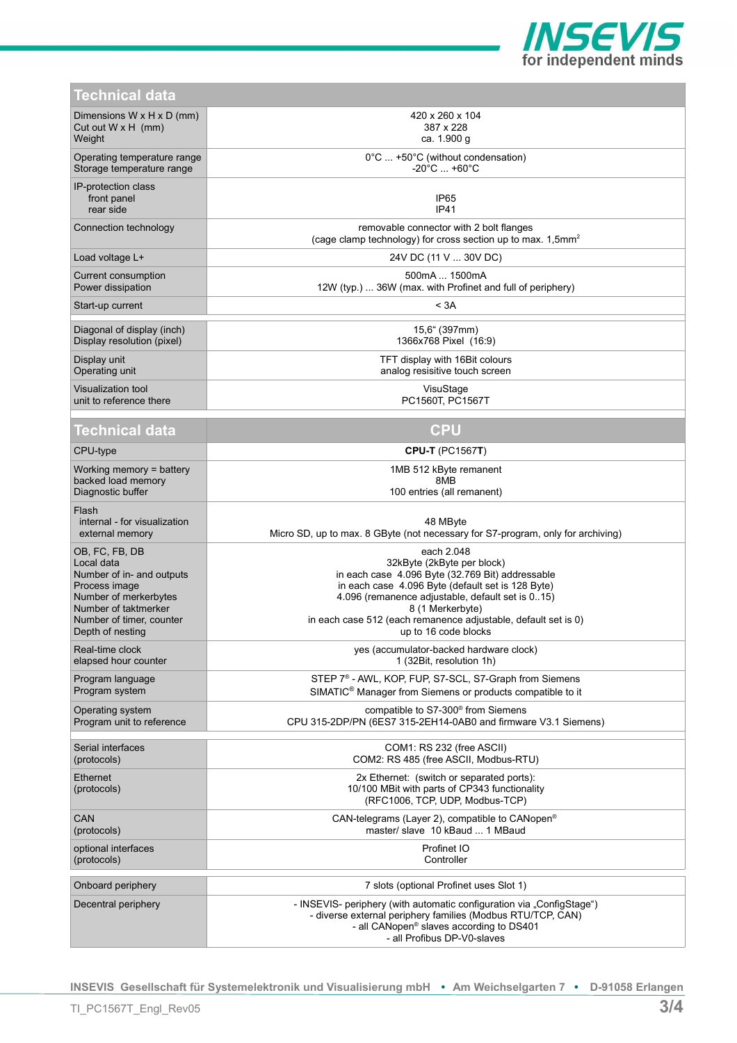| Technical data | |
|---|---|
| Dimensions W x H x D (mm)<br>Cut out W x H (mm)<br>Weight | 420 x 260 x 104<br>387 x 228<br>ca. 1.900 g |
| Operating temperature range<br>Storage temperature range | 0°C ... +50°C (without condensation)<br>-20°C ... +60°C |
| IP-protection class<br>front panel<br>rear side | <br>IP65<br>IP41 |
| Connection technology | removable connector with 2 bolt flanges<br>(cage clamp technology) for cross section up to max. 1,5mm² |
| Load voltage L+ | 24V DC (11 V ... 30V DC) |
| Current consumption<br>Power dissipation | 500mA ... 1500mA<br>12W (typ.) ... 36W (max. with Profinet and full of periphery) |
| Start-up current | < 3A |
| | |
| Diagonal of display (inch)<br>Display resolution (pixel) | 15,6“ (397mm)<br>1366x768 Pixel (16:9) |
| Display unit<br>Operating unit | TFT display with 16Bit colours<br>analog resisitive touch screen |
| Visualization tool<br>unit to reference there | VisuStage<br>PC1560T, PC1567T |

| Technical data | CPU |
|---|---|
| CPU-type | **CPU-T** (PC1567**T**) |
| Working memory = battery backed load memory<br>Diagnostic buffer | 1MB 512 kByte remanent<br>8MB<br>100 entries (all remanent) |
| Flash<br>internal - for visualization<br>external memory | <br>48 MByte<br>Micro SD, up to max. 8 GByte (not necessary for S7-program, only for archiving) |
| OB, FC, FB, DB<br>Local data<br>Number of in- and outputs<br>Process image<br>Number of merkerbytes<br>Number of taktmerker<br>Number of timer, counter<br>Depth of nesting | each 2.048<br>32kByte (2kByte per block)<br>in each case 4.096 Byte (32.769 Bit) addressable<br>in each case 4.096 Byte (default set is 128 Byte)<br>4.096 (remanence adjustable, default set is 0..15)<br>8 (1 Merkerbyte)<br>in each case 512 (each remanence adjustable, default set is 0)<br>up to 16 code blocks |
| Real-time clock<br>elapsed hour counter | yes (accumulator-backed hardware clock)<br>1 (32Bit, resolution 1h) |
| Program language<br>Program system | STEP 7® - AWL, KOP, FUP, S7-SCL, S7-Graph from Siemens<br>SIMATIC® Manager from Siemens or products compatible to it |
| Operating system<br>Program unit to reference | compatible to S7-300® from Siemens<br>CPU 315-2DP/PN (6ES7 315-2EH14-0AB0 and firmware V3.1 Siemens) |
| | |
| Serial interfaces<br>(protocols) | COM1: RS 232 (free ASCII)<br>COM2: RS 485 (free ASCII, Modbus-RTU) |
| Ethernet<br>(protocols) | 2x Ethernet: (switch or separated ports):<br>10/100 MBit with parts of CP343 functionality<br>(RFC1006, TCP, UDP, Modbus-TCP) |
| CAN<br>(protocols) | CAN-telegrams (Layer 2), compatible to CANopen®<br>master/ slave 10 kBaud ... 1 MBaud |
| optional interfaces<br>(protocols) | Profinet IO<br>Controller |
| | |
| Onboard periphery | 7 slots (optional Profinet uses Slot 1) |
| Decentral periphery | - INSEVIS- periphery (with automatic configuration via „ConfigStage“)<br>- diverse external periphery families (Modbus RTU/TCP, CAN)<br>- all CANopen® slaves according to DS401<br>- all Profibus DP-V0-slaves |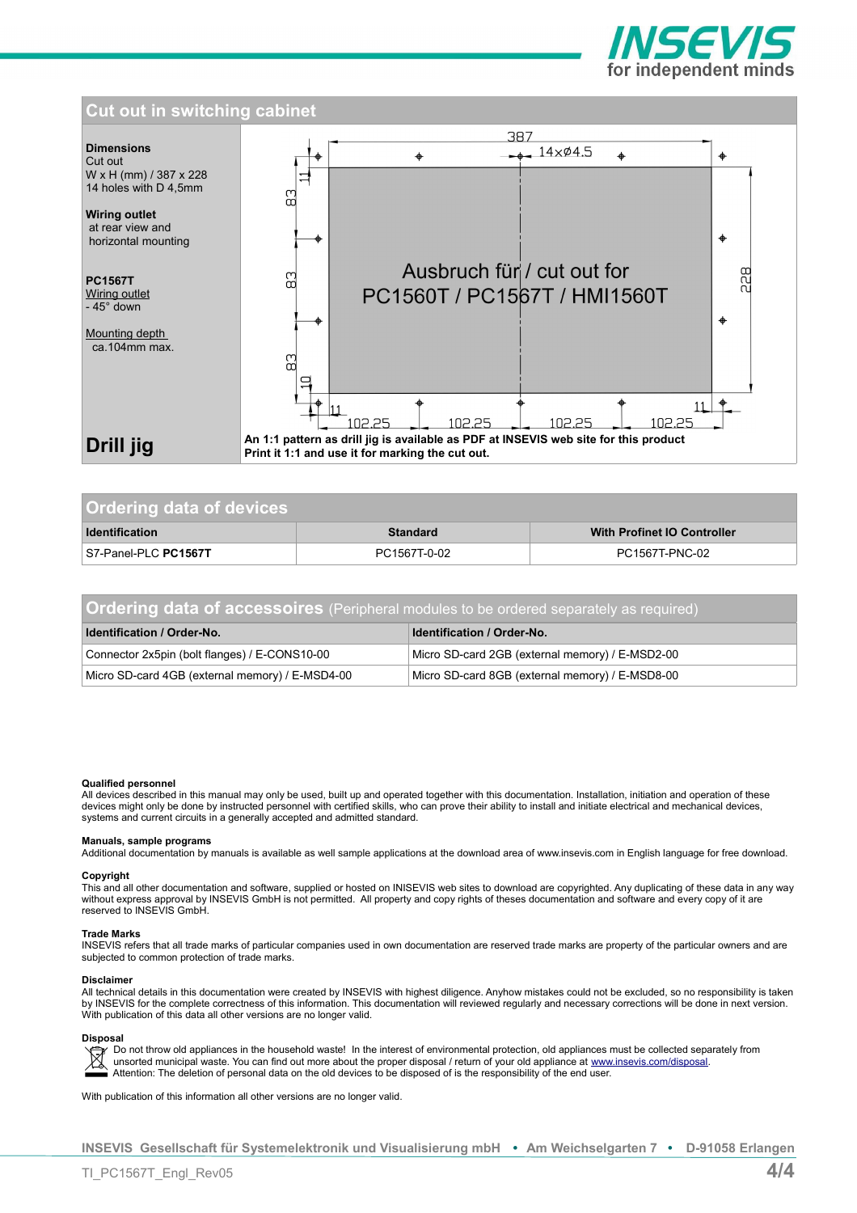## Cut out in switching cabinet

**Dimensions**
Cut out
W x H (mm) / 387 x 228
14 holes with D 4,5mm

**Wiring outlet**
at rear view and
horizontal mounting

**PC1567T**
Wiring outlet
- 45° down

Mounting depth
ca.104mm max.

387
14×⌀4.5
83
11
83
83
10
228
Ausbruch für / cut out for
PC1560T / PC1567T / HMI1560T
11
102,25
102,25
102,25
102,25
11

**Drill jig**

**An 1:1 pattern as drill jig is available as PDF at INSEVIS web site for this product**
**Print it 1:1 and use it for marking the cut out.**

## Ordering data of devices

| Identification | Standard | With Profinet IO Controller |
|---|---|---|
| S7-Panel-PLC **PC1567T** | PC1567T-0-02 | PC1567T-PNC-02 |

## Ordering data of accessoires (Peripheral modules to be ordered separately as required)

| Identification / Order-No. | Identification / Order-No. |
|---|---|
| Connector 2x5pin (bolt flanges) / E-CONS10-00 | Micro SD-card 2GB (external memory) / E-MSD2-00 |
| Micro SD-card 4GB (external memory) / E-MSD4-00 | Micro SD-card 8GB (external memory) / E-MSD8-00 |

**Qualified personnel**
All devices described in this manual may only be used, built up and operated together with this documentation. Installation, initiation and operation of these devices might only be done by instructed personnel with certified skills, who can prove their ability to install and initiate electrical and mechanical devices, systems and current circuits in a generally accepted and admitted standard.

**Manuals, sample programs**
Additional documentation by manuals is available as well sample applications at the download area of www.insevis.com in English language for free download.

**Copyright**
This and all other documentation and software, supplied or hosted on INISEVIS web sites to download are copyrighted. Any duplicating of these data in any way without express approval by INSEVIS GmbH is not permitted. All property and copy rights of theses documentation and software and every copy of it are reserved to INSEVIS GmbH.

**Trade Marks**
INSEVIS refers that all trade marks of particular companies used in own documentation are reserved trade marks are property of the particular owners and are subjected to common protection of trade marks.

**Disclaimer**
All technical details in this documentation were created by INSEVIS with highest diligence. Anyhow mistakes could not be excluded, so no responsibility is taken by INSEVIS for the complete correctness of this information. This documentation will reviewed regularly and necessary corrections will be done in next version. With publication of this data all other versions are no longer valid.

**Disposal**
Do not throw old appliances in the household waste! In the interest of environmental protection, old appliances must be collected separately from unsorted municipal waste. You can find out more about the proper disposal / return of your old appliance at www.insevis.com/disposal.
Attention: The deletion of personal data on the old devices to be disposed of is the responsibility of the end user.

With publication of this information all other versions are no longer valid.

**INSEVIS Gesellschaft für Systemelektronik und Visualisierung mbH • Am Weichselgarten 7 • D-91058 Erlangen**

TI_PC1567T_Engl_Rev05